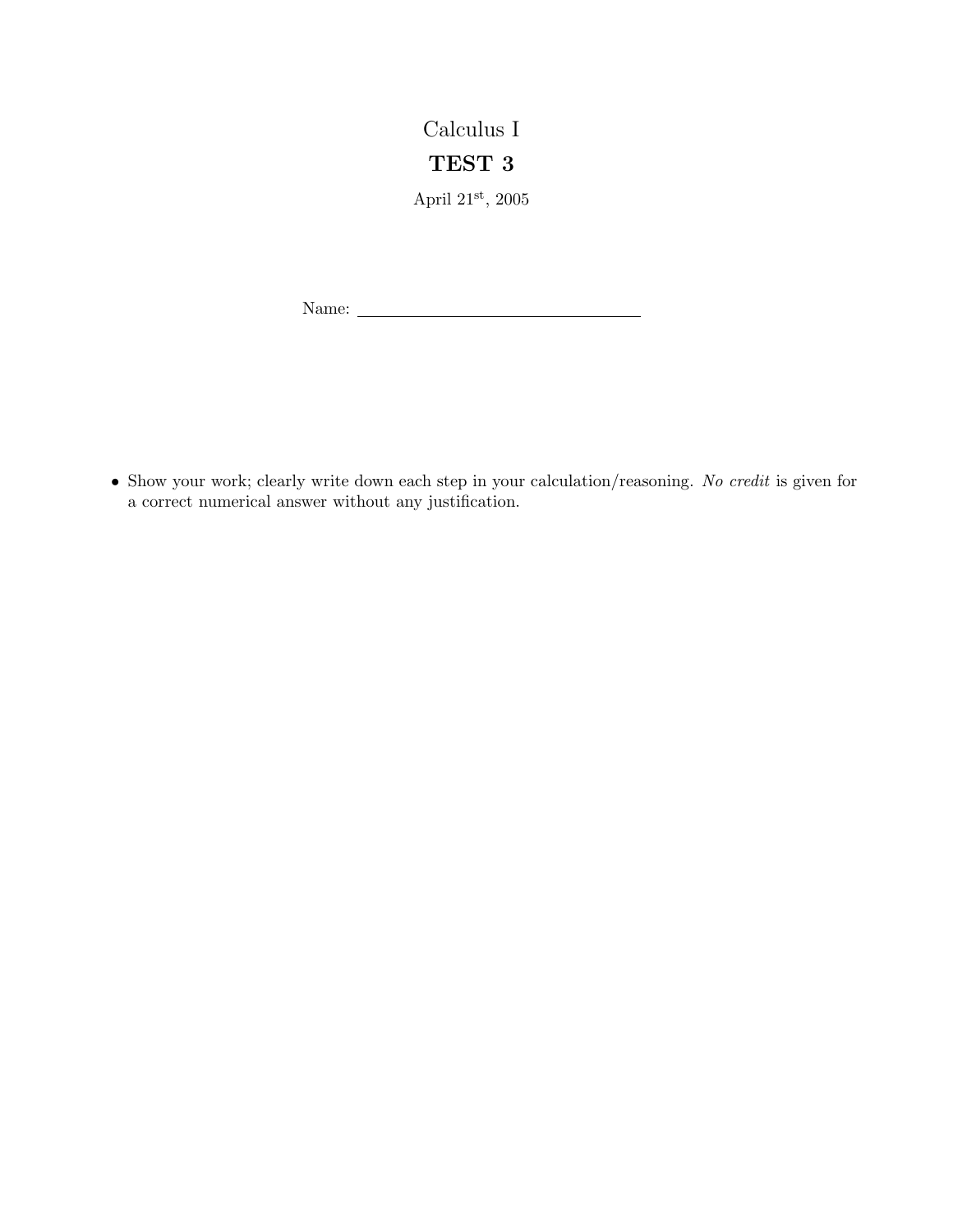# Calculus I

## TEST 3

April 21st, 2005

Name: ______________________________

- Show your work; clearly write down each step in your calculation/reasoning. *No credit* is given for a correct numerical answer without any justification.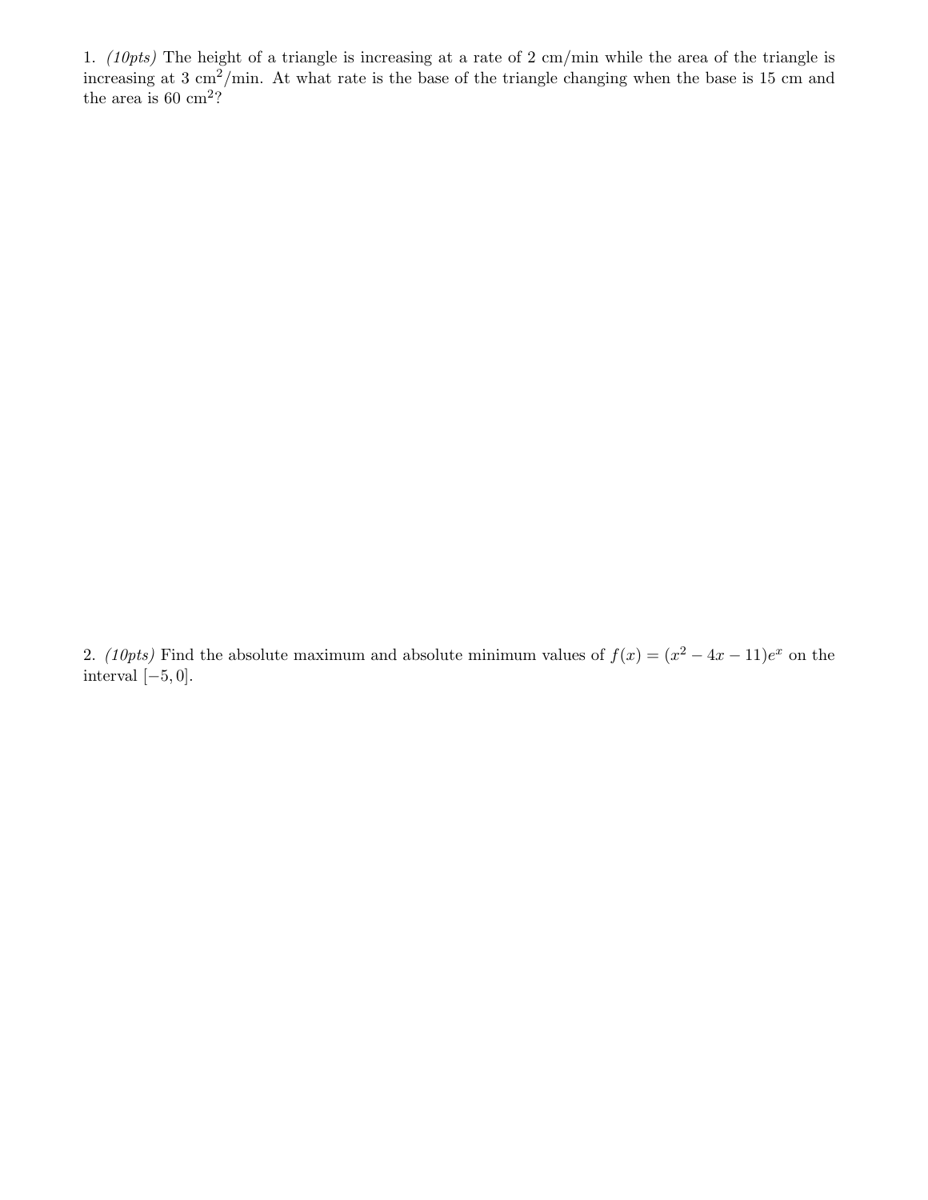1. *(10pts)* The height of a triangle is increasing at a rate of 2 cm/min while the area of the triangle is increasing at 3 $\text{cm}^2$/min. At what rate is the base of the triangle changing when the base is 15 cm and the area is 60 $\text{cm}^2$?

2. *(10pts)* Find the absolute maximum and absolute minimum values of $f(x) = (x^2 - 4x - 11)e^x$ on the interval $[-5, 0]$.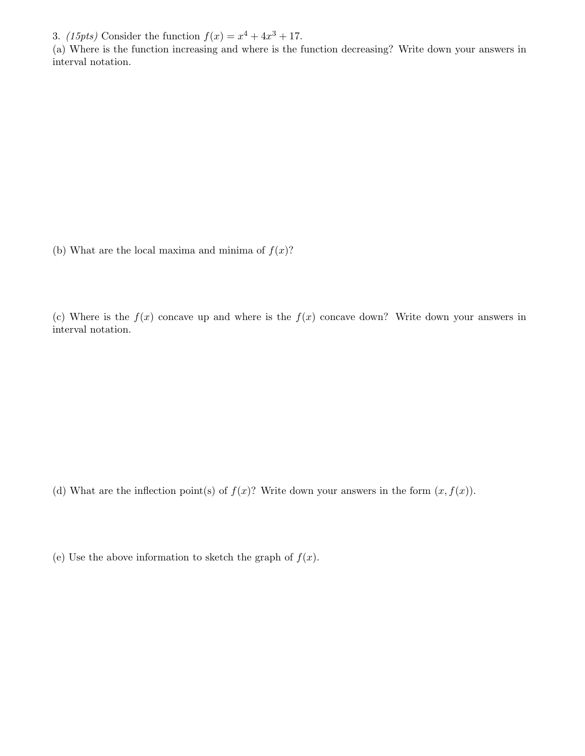3. *(15pts)* Consider the function $f(x) = x^4 + 4x^3 + 17$.

(a) Where is the function increasing and where is the function decreasing? Write down your answers in interval notation.

(b) What are the local maxima and minima of $f(x)$?

(c) Where is the $f(x)$ concave up and where is the $f(x)$ concave down? Write down your answers in interval notation.

(d) What are the inflection point(s) of $f(x)$? Write down your answers in the form $(x, f(x))$.

(e) Use the above information to sketch the graph of $f(x)$.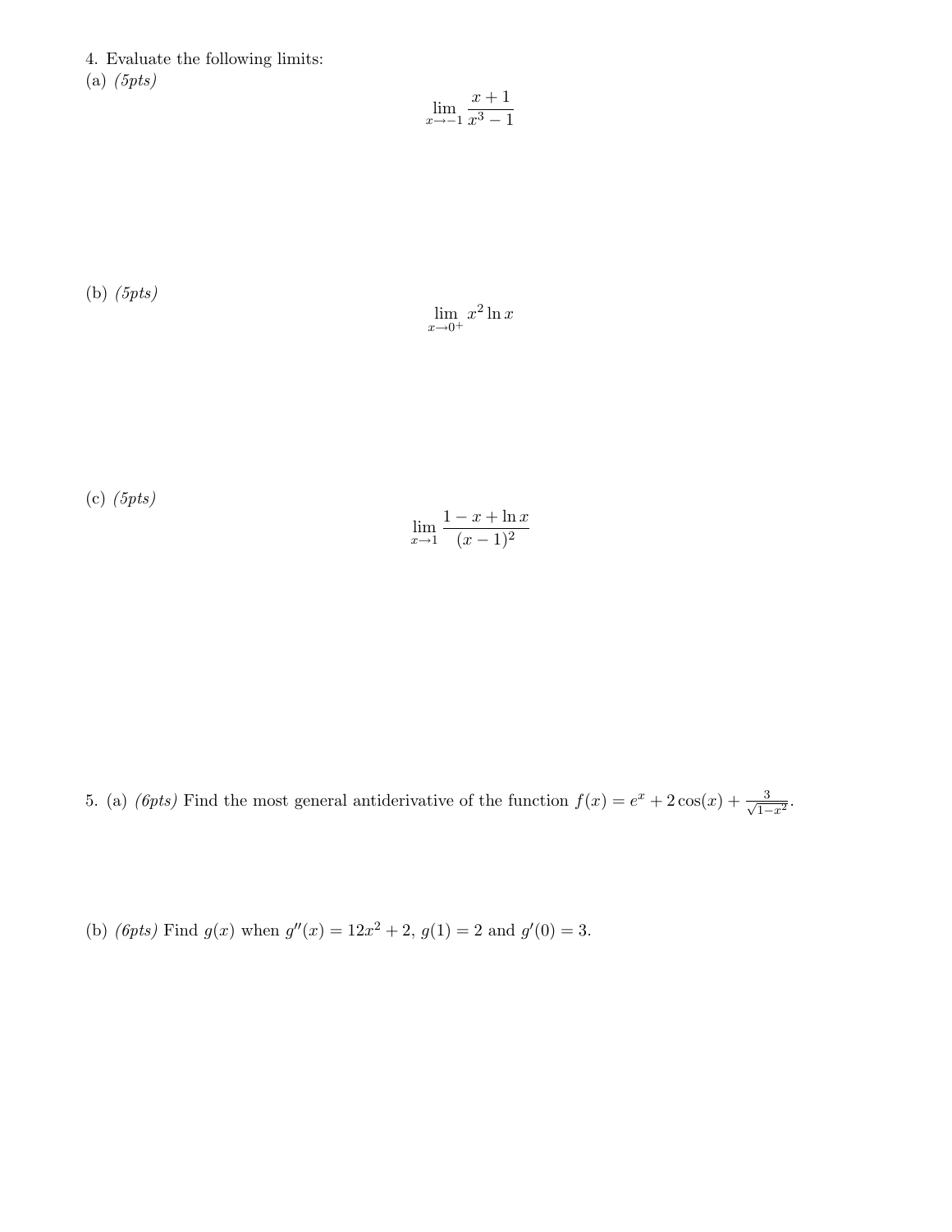4. Evaluate the following limits:

(a) *(5pts)*

$$\lim_{x \to -1} \frac{x+1}{x^3 - 1}$$

(b) *(5pts)*

$$\lim_{x \to 0^+} x^2 \ln x$$

(c) *(5pts)*

$$\lim_{x \to 1} \frac{1 - x + \ln x}{(x-1)^2}$$

5. (a) *(6pts)* Find the most general antiderivative of the function $f(x) = e^x + 2\cos(x) + \frac{3}{\sqrt{1-x^2}}$.

(b) *(6pts)* Find $g(x)$ when $g''(x) = 12x^2 + 2$, $g(1) = 2$ and $g'(0) = 3$.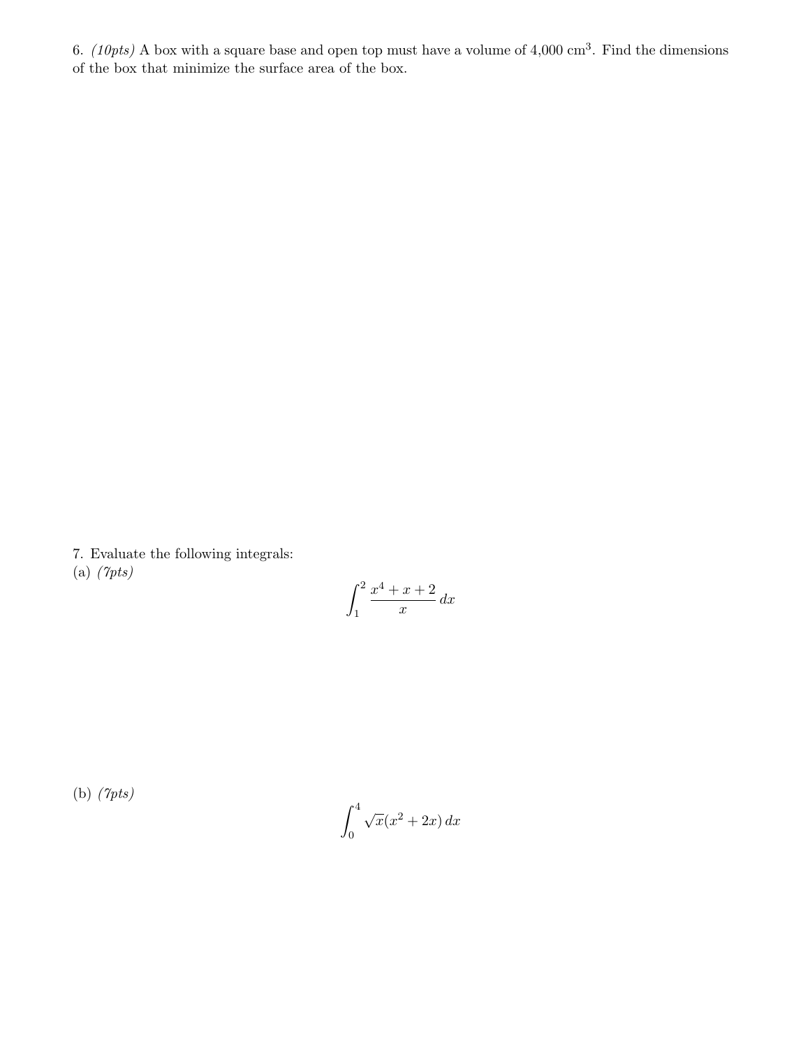6. *(10pts)* A box with a square base and open top must have a volume of 4,000 $\text{cm}^3$. Find the dimensions of the box that minimize the surface area of the box.

7. Evaluate the following integrals:

(a) *(7pts)*

$$\int_1^2 \frac{x^4 + x + 2}{x}\, dx$$

(b) *(7pts)*

$$\int_0^4 \sqrt{x}(x^2 + 2x)\, dx$$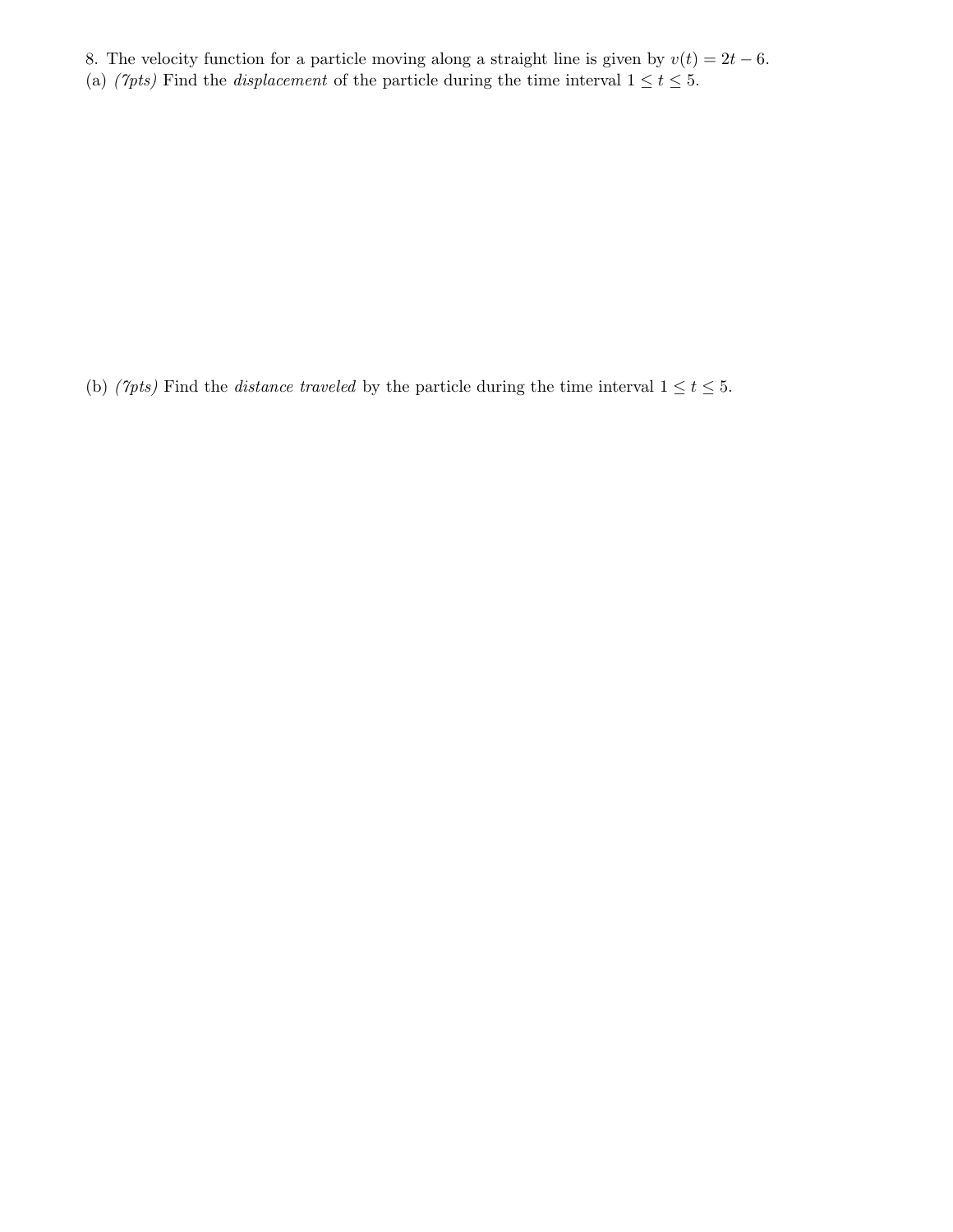8. The velocity function for a particle moving along a straight line is given by $v(t) = 2t - 6$.

(a) *(7pts)* Find the *displacement* of the particle during the time interval $1 \leq t \leq 5$.

(b) *(7pts)* Find the *distance traveled* by the particle during the time interval $1 \leq t \leq 5$.